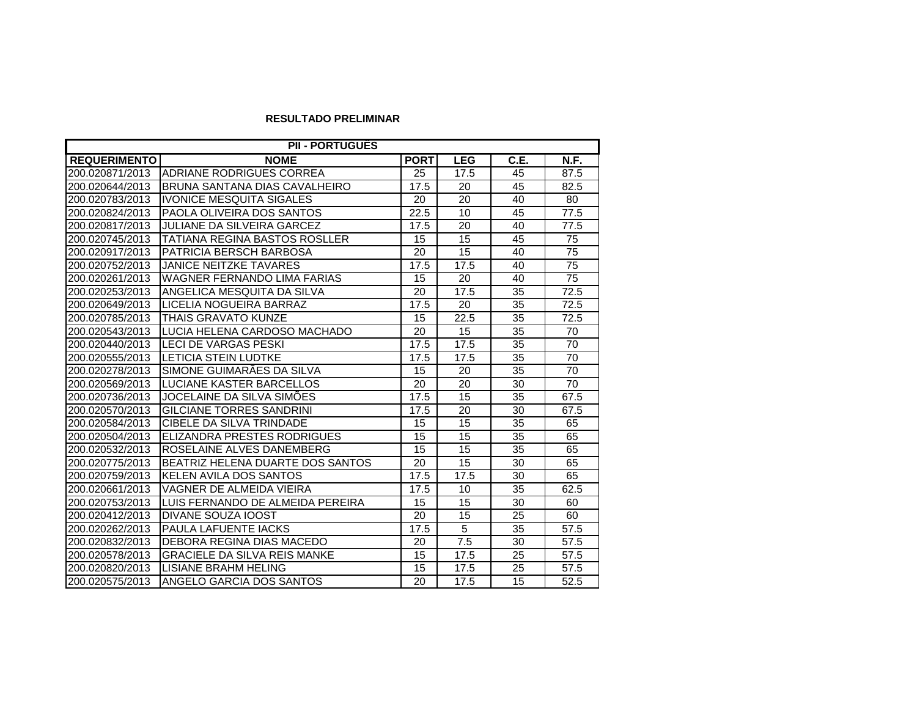**RESULTADO PRELIMINAR**

| PII - PORTUGUÊS | | | | | |
|---|---|---|---|---|---|
| **REQUERIMENTO** | **NOME** | **PORT** | **LEG** | **C.E.** | **N.F.** |
| 200.020871/2013 | ADRIANE RODRIGUES CORREA | 25 | 17.5 | 45 | 87.5 |
| 200.020644/2013 | BRUNA SANTANA DIAS CAVALHEIRO | 17.5 | 20 | 45 | 82.5 |
| 200.020783/2013 | IVONICE MESQUITA SIGALES | 20 | 20 | 40 | 80 |
| 200.020824/2013 | PAOLA OLIVEIRA DOS SANTOS | 22.5 | 10 | 45 | 77.5 |
| 200.020817/2013 | JULIANE DA SILVEIRA GARCEZ | 17.5 | 20 | 40 | 77.5 |
| 200.020745/2013 | TATIANA REGINA BASTOS ROSLLER | 15 | 15 | 45 | 75 |
| 200.020917/2013 | PATRICIA BERSCH BARBOSA | 20 | 15 | 40 | 75 |
| 200.020752/2013 | JANICE NEITZKE TAVARES | 17.5 | 17.5 | 40 | 75 |
| 200.020261/2013 | WAGNER FERNANDO LIMA FARIAS | 15 | 20 | 40 | 75 |
| 200.020253/2013 | ANGELICA MESQUITA DA SILVA | 20 | 17.5 | 35 | 72.5 |
| 200.020649/2013 | LICELIA NOGUEIRA BARRAZ | 17.5 | 20 | 35 | 72.5 |
| 200.020785/2013 | THAIS GRAVATO KUNZE | 15 | 22.5 | 35 | 72.5 |
| 200.020543/2013 | LUCIA HELENA CARDOSO MACHADO | 20 | 15 | 35 | 70 |
| 200.020440/2013 | LECI DE VARGAS PESKI | 17.5 | 17.5 | 35 | 70 |
| 200.020555/2013 | LETICIA STEIN LUDTKE | 17.5 | 17.5 | 35 | 70 |
| 200.020278/2013 | SIMONE GUIMARÃES DA SILVA | 15 | 20 | 35 | 70 |
| 200.020569/2013 | LUCIANE KASTER BARCELLOS | 20 | 20 | 30 | 70 |
| 200.020736/2013 | JOCELAINE DA SILVA SIMÕES | 17.5 | 15 | 35 | 67.5 |
| 200.020570/2013 | GILCIANE TORRES SANDRINI | 17.5 | 20 | 30 | 67.5 |
| 200.020584/2013 | CIBELE DA SILVA TRINDADE | 15 | 15 | 35 | 65 |
| 200.020504/2013 | ELIZANDRA PRESTES RODRIGUES | 15 | 15 | 35 | 65 |
| 200.020532/2013 | ROSELAINE ALVES DANEMBERG | 15 | 15 | 35 | 65 |
| 200.020775/2013 | BEATRIZ HELENA DUARTE DOS SANTOS | 20 | 15 | 30 | 65 |
| 200.020759/2013 | KELEN AVILA DOS SANTOS | 17.5 | 17.5 | 30 | 65 |
| 200.020661/2013 | VAGNER DE ALMEIDA VIEIRA | 17.5 | 10 | 35 | 62.5 |
| 200.020753/2013 | LUIS FERNANDO DE ALMEIDA PEREIRA | 15 | 15 | 30 | 60 |
| 200.020412/2013 | DIVANE SOUZA IOOST | 20 | 15 | 25 | 60 |
| 200.020262/2013 | PAULA LAFUENTE IACKS | 17.5 | 5 | 35 | 57.5 |
| 200.020832/2013 | DEBORA REGINA DIAS MACEDO | 20 | 7.5 | 30 | 57.5 |
| 200.020578/2013 | GRACIELE DA SILVA REIS MANKE | 15 | 17.5 | 25 | 57.5 |
| 200.020820/2013 | LISIANE BRAHM HELING | 15 | 17.5 | 25 | 57.5 |
| 200.020575/2013 | ANGELO GARCIA DOS SANTOS | 20 | 17.5 | 15 | 52.5 |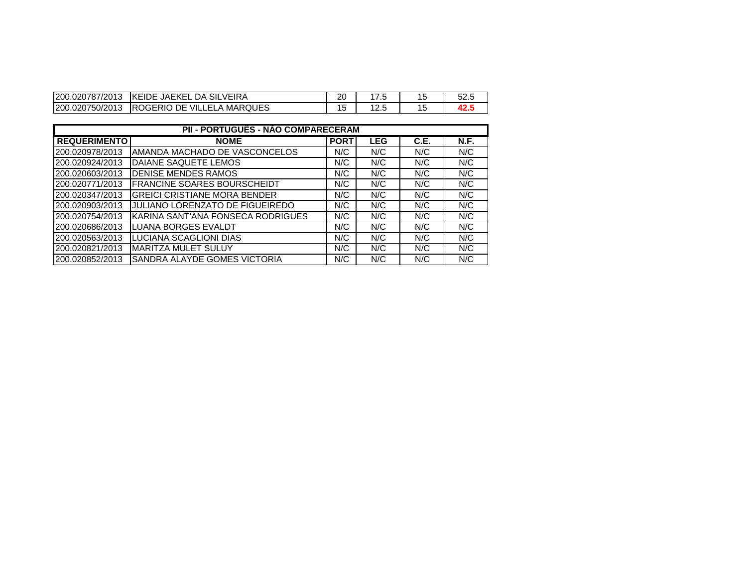| | | | | | |
|---|---|---|---|---|---|
| 200.020787/2013 | KEIDE JAEKEL DA SILVEIRA | 20 | 17.5 | 15 | 52.5 |
| 200.020750/2013 | ROGERIO DE VILLELA MARQUES | 15 | 12.5 | 15 | **42.5** |

**PII - PORTUGUÊS - NÃO COMPARECERAM**

| REQUERIMENTO | NOME | PORT | LEG | C.E. | N.F. |
|---|---|---|---|---|---|
| 200.020978/2013 | AMANDA MACHADO DE VASCONCELOS | N/C | N/C | N/C | N/C |
| 200.020924/2013 | DAIANE SAQUETE LEMOS | N/C | N/C | N/C | N/C |
| 200.020603/2013 | DENISE MENDES RAMOS | N/C | N/C | N/C | N/C |
| 200.020771/2013 | FRANCINE SOARES BOURSCHEIDT | N/C | N/C | N/C | N/C |
| 200.020347/2013 | GREICI CRISTIANE MORA BENDER | N/C | N/C | N/C | N/C |
| 200.020903/2013 | JULIANO LORENZATO DE FIGUEIREDO | N/C | N/C | N/C | N/C |
| 200.020754/2013 | KARINA SANT'ANA FONSECA RODRIGUES | N/C | N/C | N/C | N/C |
| 200.020686/2013 | LUANA BORGES EVALDT | N/C | N/C | N/C | N/C |
| 200.020563/2013 | LUCIANA SCAGLIONI DIAS | N/C | N/C | N/C | N/C |
| 200.020821/2013 | MARITZA MULET SULUY | N/C | N/C | N/C | N/C |
| 200.020852/2013 | SANDRA ALAYDE GOMES VICTORIA | N/C | N/C | N/C | N/C |